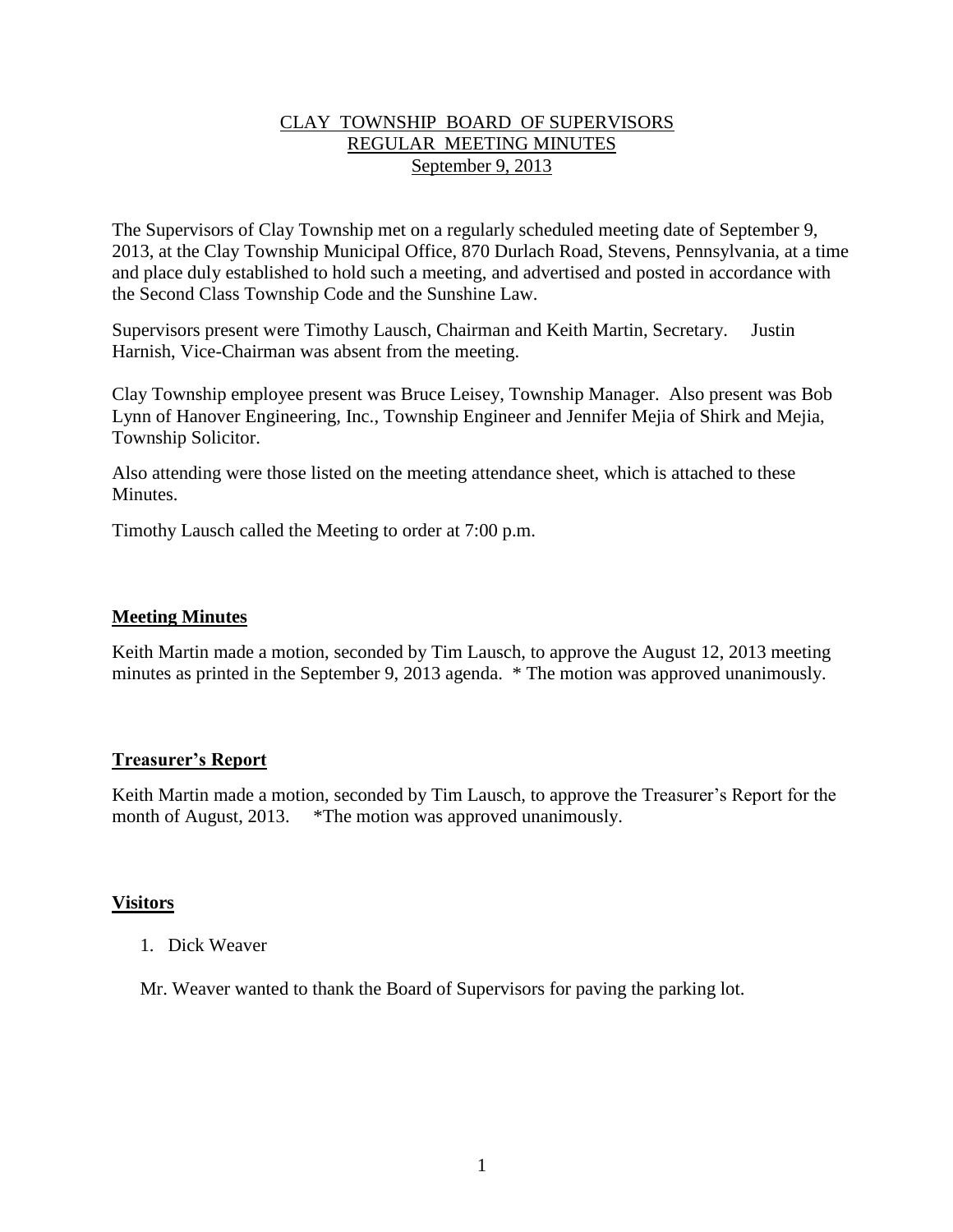# CLAY TOWNSHIP BOARD OF SUPERVISORS
## REGULAR MEETING MINUTES
### September 9, 2013

The Supervisors of Clay Township met on a regularly scheduled meeting date of September 9, 2013, at the Clay Township Municipal Office, 870 Durlach Road, Stevens, Pennsylvania, at a time and place duly established to hold such a meeting, and advertised and posted in accordance with the Second Class Township Code and the Sunshine Law.

Supervisors present were Timothy Lausch, Chairman and Keith Martin, Secretary. Justin Harnish, Vice-Chairman was absent from the meeting.

Clay Township employee present was Bruce Leisey, Township Manager. Also present was Bob Lynn of Hanover Engineering, Inc., Township Engineer and Jennifer Mejia of Shirk and Mejia, Township Solicitor.

Also attending were those listed on the meeting attendance sheet, which is attached to these Minutes.

Timothy Lausch called the Meeting to order at 7:00 p.m.

**Meeting Minutes**

Keith Martin made a motion, seconded by Tim Lausch, to approve the August 12, 2013 meeting minutes as printed in the September 9, 2013 agenda. * The motion was approved unanimously.

**Treasurer's Report**

Keith Martin made a motion, seconded by Tim Lausch, to approve the Treasurer's Report for the month of August, 2013. *The motion was approved unanimously.

**Visitors**

1. Dick Weaver

Mr. Weaver wanted to thank the Board of Supervisors for paving the parking lot.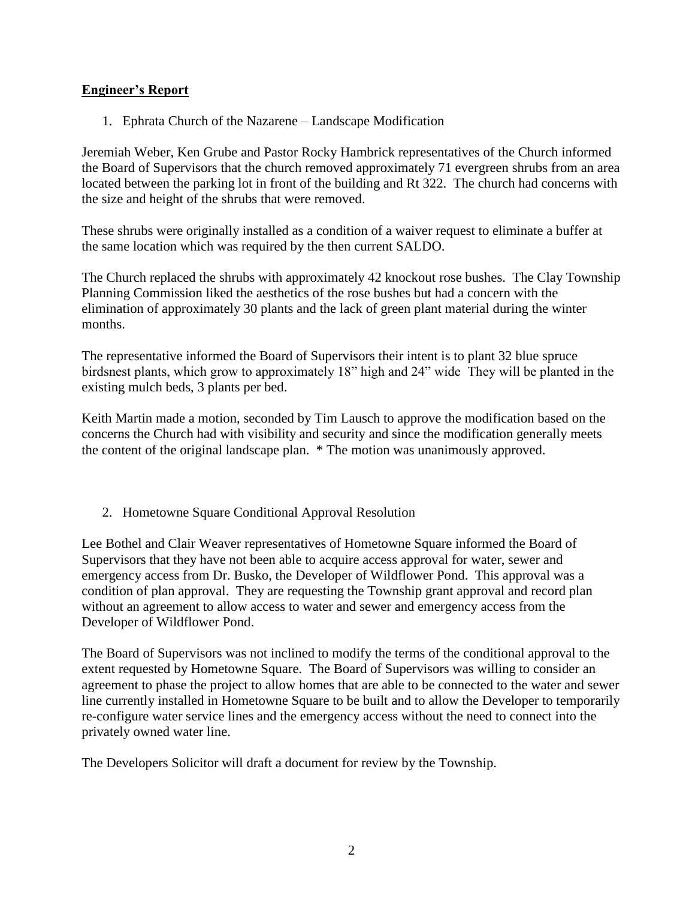## **Engineer's Report**

1. Ephrata Church of the Nazarene – Landscape Modification

Jeremiah Weber, Ken Grube and Pastor Rocky Hambrick representatives of the Church informed the Board of Supervisors that the church removed approximately 71 evergreen shrubs from an area located between the parking lot in front of the building and Rt 322. The church had concerns with the size and height of the shrubs that were removed.

These shrubs were originally installed as a condition of a waiver request to eliminate a buffer at the same location which was required by the then current SALDO.

The Church replaced the shrubs with approximately 42 knockout rose bushes. The Clay Township Planning Commission liked the aesthetics of the rose bushes but had a concern with the elimination of approximately 30 plants and the lack of green plant material during the winter months.

The representative informed the Board of Supervisors their intent is to plant 32 blue spruce birdsnest plants, which grow to approximately 18" high and 24" wide They will be planted in the existing mulch beds, 3 plants per bed.

Keith Martin made a motion, seconded by Tim Lausch to approve the modification based on the concerns the Church had with visibility and security and since the modification generally meets the content of the original landscape plan. * The motion was unanimously approved.

2. Hometowne Square Conditional Approval Resolution

Lee Bothel and Clair Weaver representatives of Hometowne Square informed the Board of Supervisors that they have not been able to acquire access approval for water, sewer and emergency access from Dr. Busko, the Developer of Wildflower Pond. This approval was a condition of plan approval. They are requesting the Township grant approval and record plan without an agreement to allow access to water and sewer and emergency access from the Developer of Wildflower Pond.

The Board of Supervisors was not inclined to modify the terms of the conditional approval to the extent requested by Hometowne Square. The Board of Supervisors was willing to consider an agreement to phase the project to allow homes that are able to be connected to the water and sewer line currently installed in Hometowne Square to be built and to allow the Developer to temporarily re-configure water service lines and the emergency access without the need to connect into the privately owned water line.

The Developers Solicitor will draft a document for review by the Township.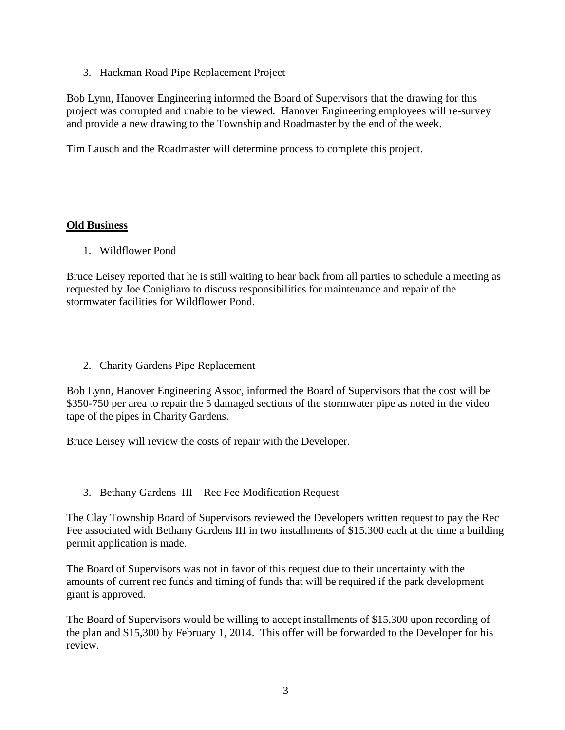3. Hackman Road Pipe Replacement Project

Bob Lynn, Hanover Engineering informed the Board of Supervisors that the drawing for this project was corrupted and unable to be viewed. Hanover Engineering employees will re-survey and provide a new drawing to the Township and Roadmaster by the end of the week.

Tim Lausch and the Roadmaster will determine process to complete this project.

**Old Business**

1. Wildflower Pond

Bruce Leisey reported that he is still waiting to hear back from all parties to schedule a meeting as requested by Joe Conigliaro to discuss responsibilities for maintenance and repair of the stormwater facilities for Wildflower Pond.

2. Charity Gardens Pipe Replacement

Bob Lynn, Hanover Engineering Assoc, informed the Board of Supervisors that the cost will be $350-750 per area to repair the 5 damaged sections of the stormwater pipe as noted in the video tape of the pipes in Charity Gardens.

Bruce Leisey will review the costs of repair with the Developer.

3. Bethany Gardens III – Rec Fee Modification Request

The Clay Township Board of Supervisors reviewed the Developers written request to pay the Rec Fee associated with Bethany Gardens III in two installments of $15,300 each at the time a building permit application is made.

The Board of Supervisors was not in favor of this request due to their uncertainty with the amounts of current rec funds and timing of funds that will be required if the park development grant is approved.

The Board of Supervisors would be willing to accept installments of $15,300 upon recording of the plan and $15,300 by February 1, 2014. This offer will be forwarded to the Developer for his review.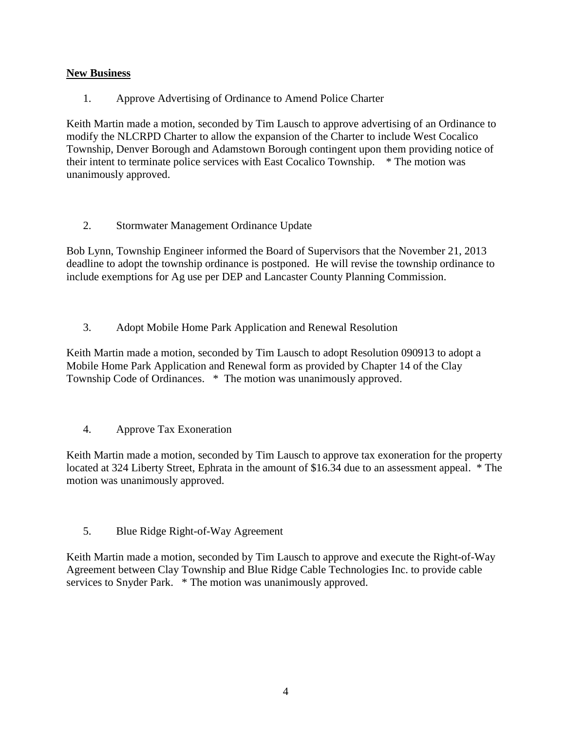## **New Business**

1. Approve Advertising of Ordinance to Amend Police Charter

Keith Martin made a motion, seconded by Tim Lausch to approve advertising of an Ordinance to modify the NLCRPD Charter to allow the expansion of the Charter to include West Cocalico Township, Denver Borough and Adamstown Borough contingent upon them providing notice of their intent to terminate police services with East Cocalico Township. * The motion was unanimously approved.

2. Stormwater Management Ordinance Update

Bob Lynn, Township Engineer informed the Board of Supervisors that the November 21, 2013 deadline to adopt the township ordinance is postponed. He will revise the township ordinance to include exemptions for Ag use per DEP and Lancaster County Planning Commission.

3. Adopt Mobile Home Park Application and Renewal Resolution

Keith Martin made a motion, seconded by Tim Lausch to adopt Resolution 090913 to adopt a Mobile Home Park Application and Renewal form as provided by Chapter 14 of the Clay Township Code of Ordinances. * The motion was unanimously approved.

4. Approve Tax Exoneration

Keith Martin made a motion, seconded by Tim Lausch to approve tax exoneration for the property located at 324 Liberty Street, Ephrata in the amount of $16.34 due to an assessment appeal. * The motion was unanimously approved.

5. Blue Ridge Right-of-Way Agreement

Keith Martin made a motion, seconded by Tim Lausch to approve and execute the Right-of-Way Agreement between Clay Township and Blue Ridge Cable Technologies Inc. to provide cable services to Snyder Park. * The motion was unanimously approved.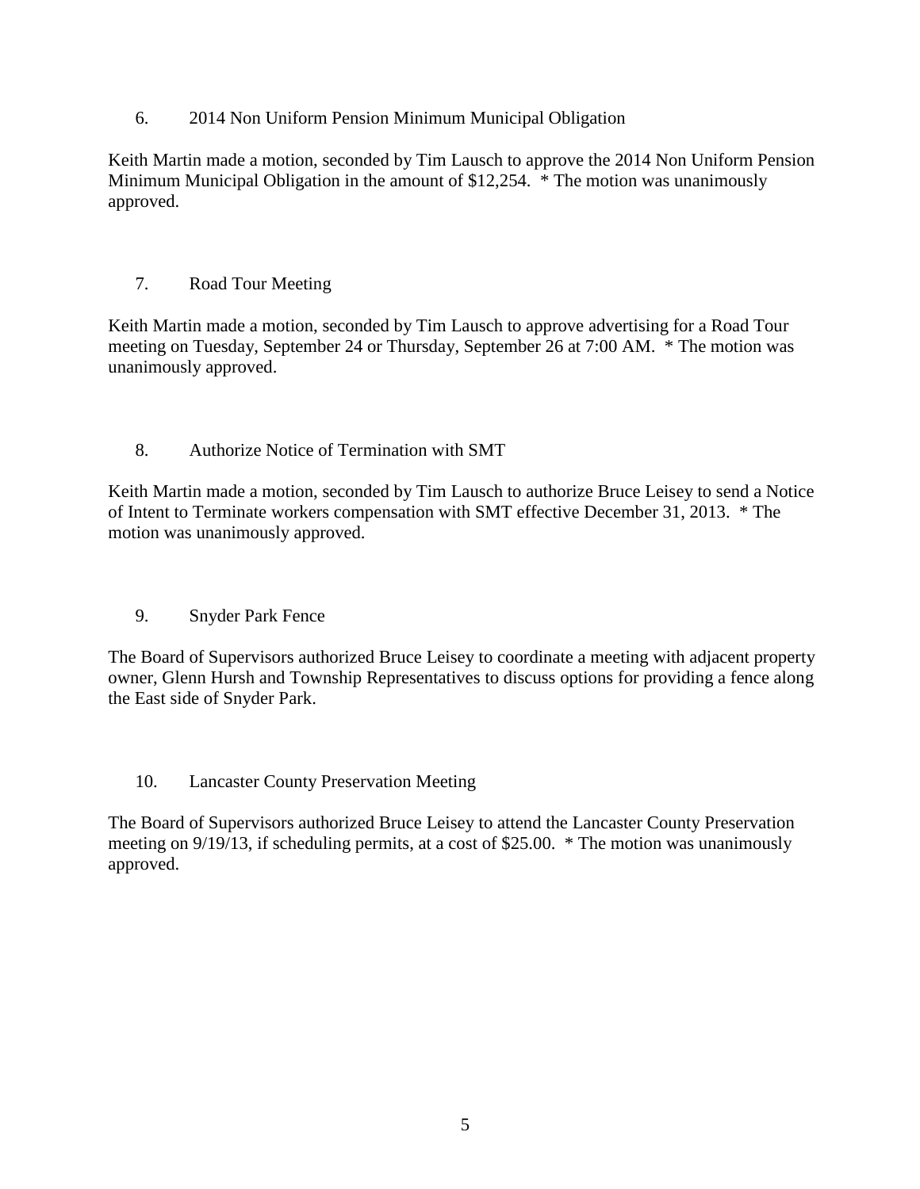6. 2014 Non Uniform Pension Minimum Municipal Obligation

Keith Martin made a motion, seconded by Tim Lausch to approve the 2014 Non Uniform Pension Minimum Municipal Obligation in the amount of $12,254. * The motion was unanimously approved.

7. Road Tour Meeting

Keith Martin made a motion, seconded by Tim Lausch to approve advertising for a Road Tour meeting on Tuesday, September 24 or Thursday, September 26 at 7:00 AM. * The motion was unanimously approved.

8. Authorize Notice of Termination with SMT

Keith Martin made a motion, seconded by Tim Lausch to authorize Bruce Leisey to send a Notice of Intent to Terminate workers compensation with SMT effective December 31, 2013. * The motion was unanimously approved.

9. Snyder Park Fence

The Board of Supervisors authorized Bruce Leisey to coordinate a meeting with adjacent property owner, Glenn Hursh and Township Representatives to discuss options for providing a fence along the East side of Snyder Park.

10. Lancaster County Preservation Meeting

The Board of Supervisors authorized Bruce Leisey to attend the Lancaster County Preservation meeting on 9/19/13, if scheduling permits, at a cost of $25.00. * The motion was unanimously approved.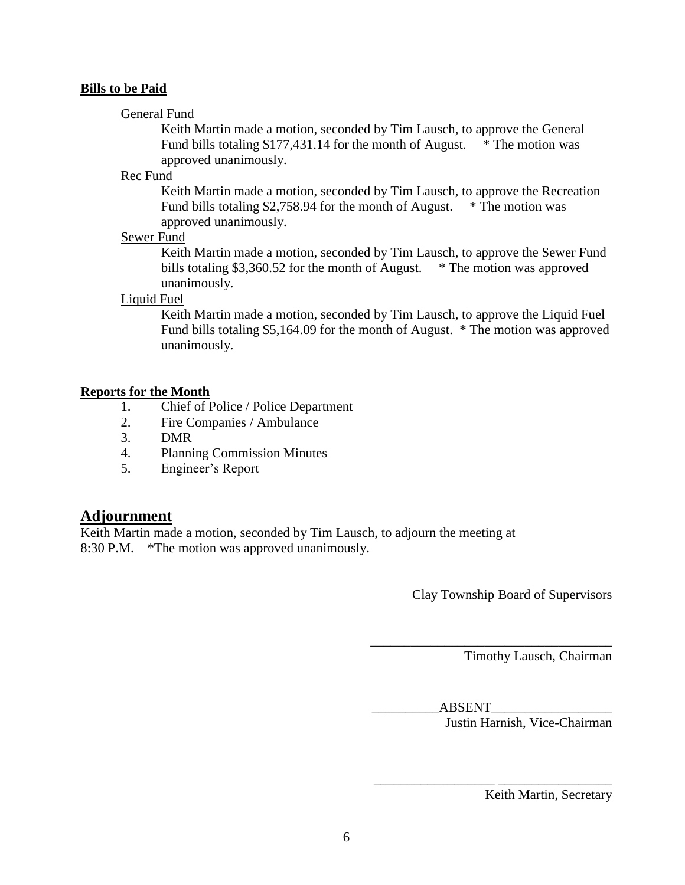**Bills to be Paid**

General Fund

Keith Martin made a motion, seconded by Tim Lausch, to approve the General Fund bills totaling $177,431.14 for the month of August. * The motion was approved unanimously.

Rec Fund

Keith Martin made a motion, seconded by Tim Lausch, to approve the Recreation Fund bills totaling $2,758.94 for the month of August. * The motion was approved unanimously.

Sewer Fund

Keith Martin made a motion, seconded by Tim Lausch, to approve the Sewer Fund bills totaling $3,360.52 for the month of August. * The motion was approved unanimously.

Liquid Fuel

Keith Martin made a motion, seconded by Tim Lausch, to approve the Liquid Fuel Fund bills totaling $5,164.09 for the month of August. * The motion was approved unanimously.

**Reports for the Month**

1. Chief of Police / Police Department
2. Fire Companies / Ambulance
3. DMR
4. Planning Commission Minutes
5. Engineer's Report

## Adjournment

Keith Martin made a motion, seconded by Tim Lausch, to adjourn the meeting at 8:30 P.M. *The motion was approved unanimously.

Clay Township Board of Supervisors

_____________________________________
Timothy Lausch, Chairman

__________ABSENT__________________
Justin Harnish, Vice-Chairman

__________________ ________________
Keith Martin, Secretary